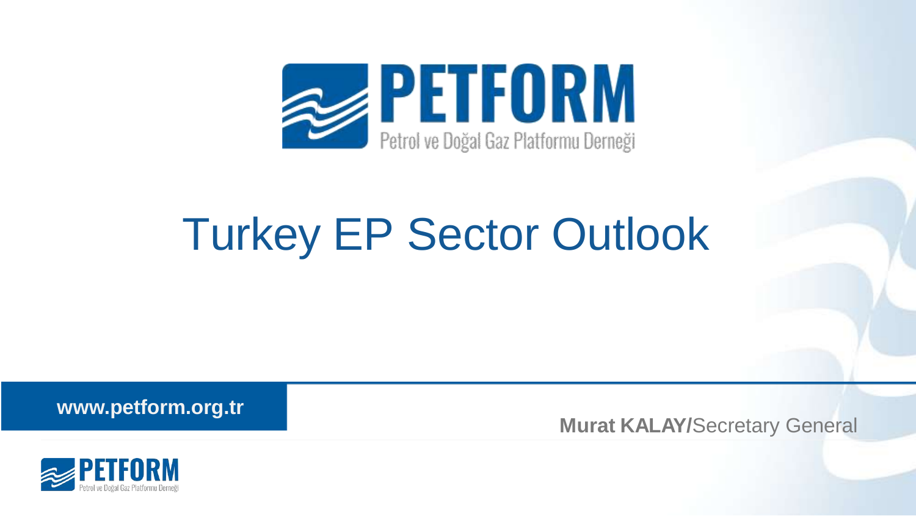PETFORM

Petrol ve Doğal Gaz Platformu Derneği

# Turkey EP Sector Outlook

www.petform.org.tr

**Murat KALAY/**Secretary General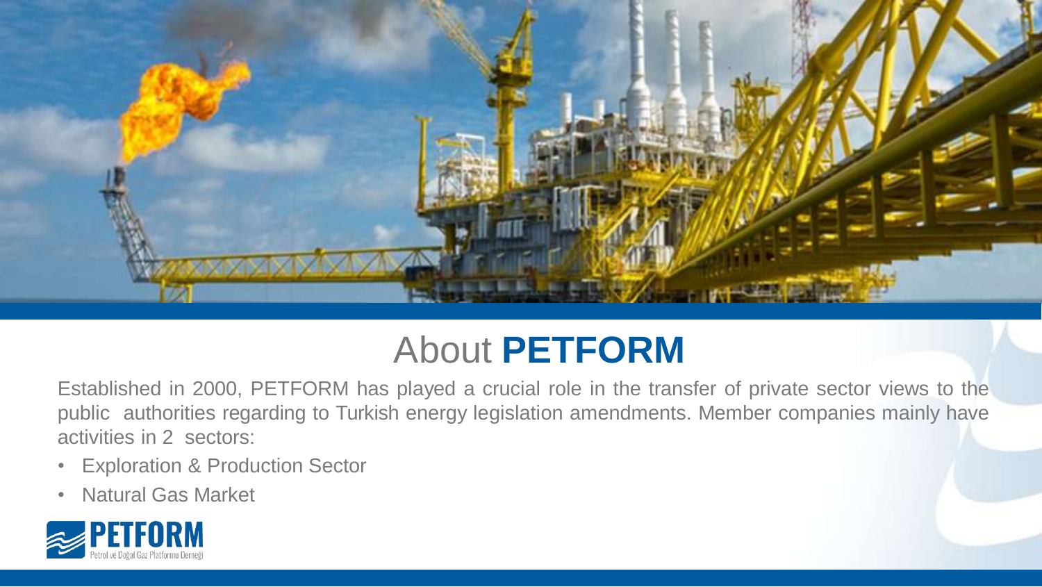# About **PETFORM**

Established in 2000, PETFORM has played a crucial role in the transfer of private sector views to the public authorities regarding to Turkish energy legislation amendments. Member companies mainly have activities in 2 sectors:

- Exploration & Production Sector
- Natural Gas Market

PETFORM
Petrol ve Doğal Gaz Platformu Derneği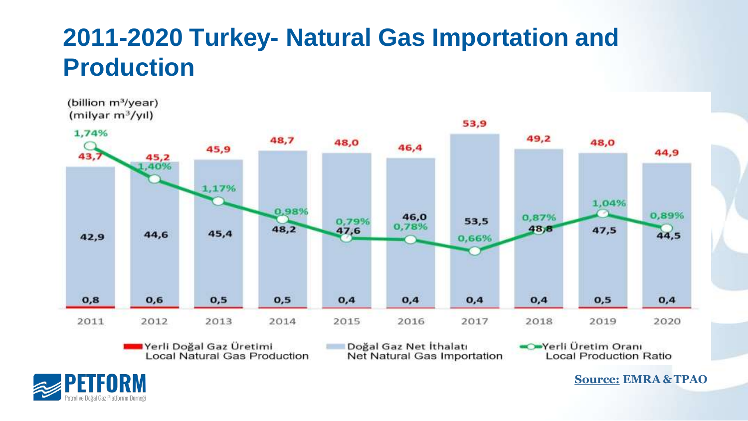# 2011-2020 Turkey- Natural Gas Importation and Production

(billion m³/year)
(milyar m³/yıl)

| Year | Total | Net Natural Gas Importation (Doğal Gaz Net İthalatı) | Local Natural Gas Production (Yerli Doğal Gaz Üretimi) | Local Production Ratio (Yerli Üretim Oranı) |
|---|---|---|---|---|
| 2011 | 43,7 | 42,9 | 0,8 | 1,74% |
| 2012 | 45,2 | 44,6 | 0,6 | 1,40% |
| 2013 | 45,9 | 45,4 | 0,5 | 1,17% |
| 2014 | 48,7 | 48,2 | 0,5 | 0,98% |
| 2015 | 48,0 | 47,6 | 0,4 | 0,79% |
| 2016 | 46,4 | 46,0 | 0,4 | 0,78% |
| 2017 | 53,9 | 53,5 | 0,4 | 0,66% |
| 2018 | 49,2 | 48,8 | 0,4 | 0,87% |
| 2019 | 48,0 | 47,5 | 0,5 | 1,04% |
| 2020 | 44,9 | 44,5 | 0,4 | 0,89% |

PETFORM
Petrol ve Doğal Gaz Platformu Derneği

**Source:** EMRA & TPAO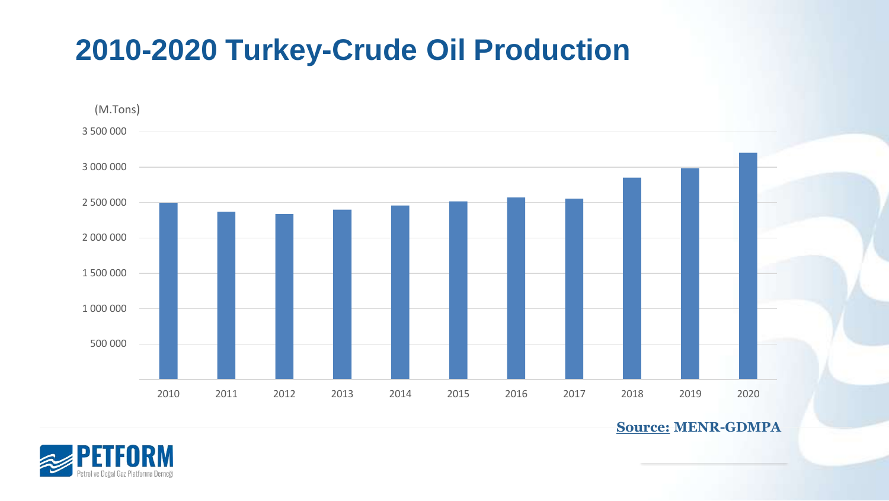# 2010-2020 Turkey-Crude Oil Production

(M.Tons)

3 500 000
3 000 000
2 500 000
2 000 000
1 500 000
1 000 000
500 000

2010 2011 2012 2013 2014 2015 2016 2017 2018 2019 2020

**Source:** **MENR-GDMPA**

PETFORM
Petrol ve Doğal Gaz Platformu Derneği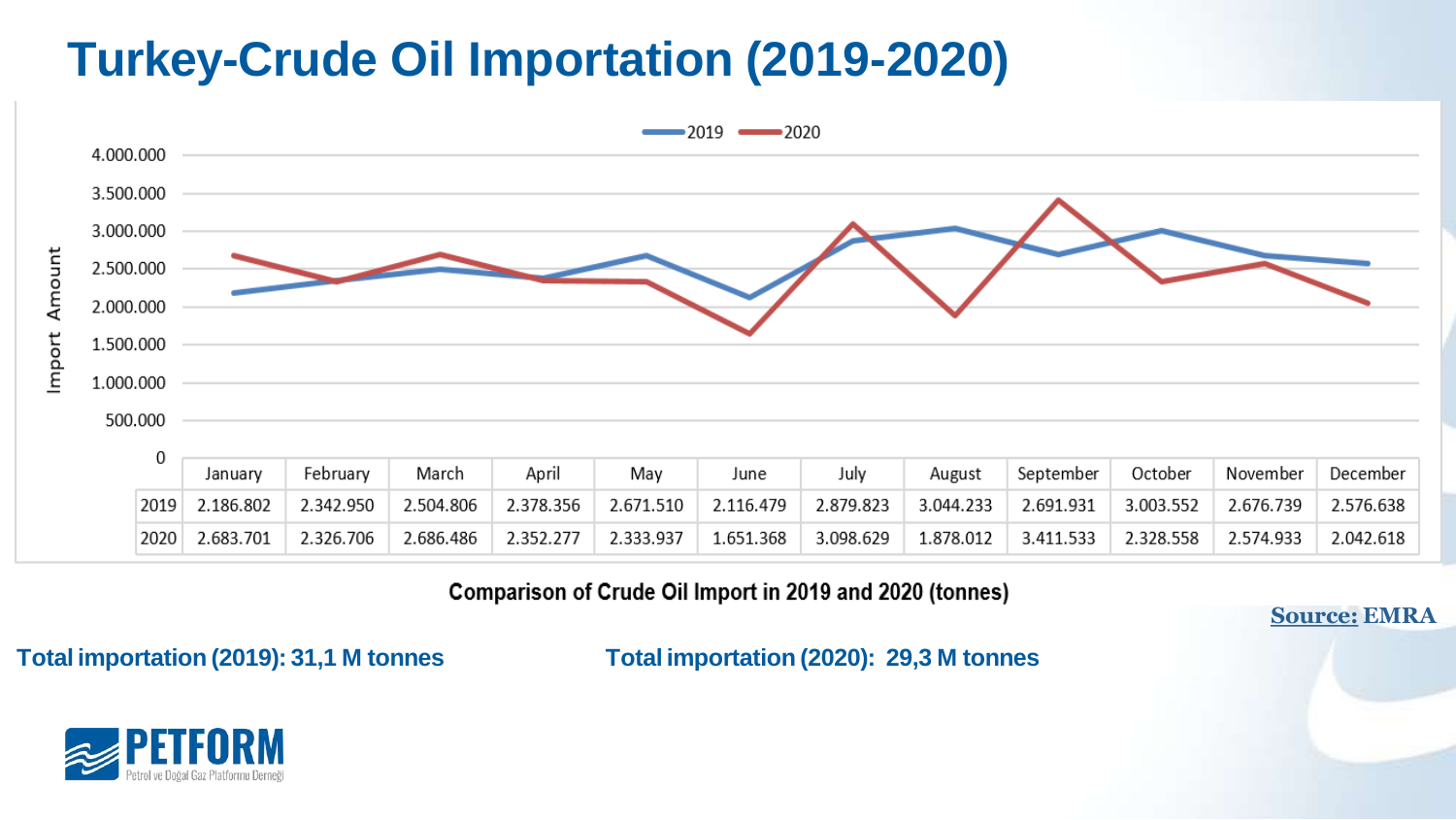# Turkey-Crude Oil Importation (2019-2020)

| | January | February | March | April | May | June | July | August | September | October | November | December |
|---|---|---|---|---|---|---|---|---|---|---|---|---|
| 2019 | 2.186.802 | 2.342.950 | 2.504.806 | 2.378.356 | 2.671.510 | 2.116.479 | 2.879.823 | 3.044.233 | 2.691.931 | 3.003.552 | 2.676.739 | 2.576.638 |
| 2020 | 2.683.701 | 2.326.706 | 2.686.486 | 2.352.277 | 2.333.937 | 1.651.368 | 3.098.629 | 1.878.012 | 3.411.533 | 2.328.558 | 2.574.933 | 2.042.618 |

Comparison of Crude Oil Import in 2019 and 2020 (tonnes)

**Source: EMRA**

**Total importation (2019): 31,1 M tonnes**

**Total importation (2020): 29,3 M tonnes**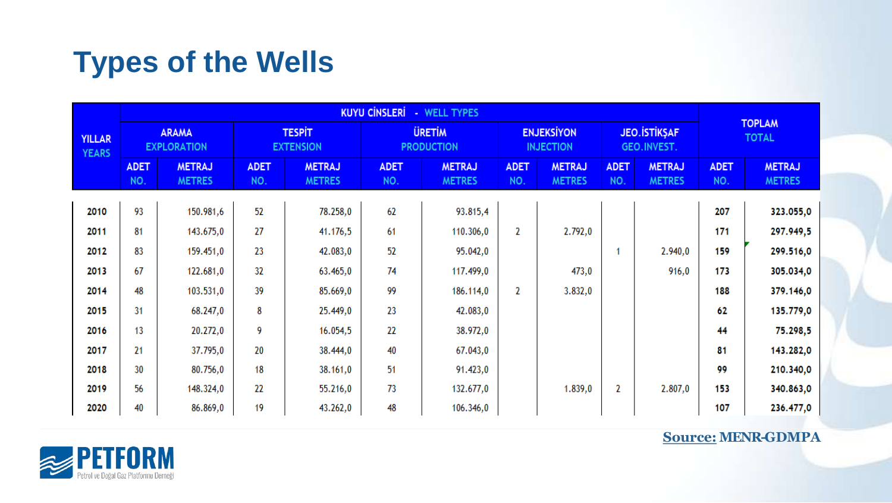# Types of the Wells

| YILLAR YEARS | KUYU CİNSLERİ - WELL TYPES | | | | | | | | | | TOPLAM TOTAL | |
|---|---|---|---|---|---|---|---|---|---|---|---|---|
| | ARAMA EXPLORATION | | TESPİT EXTENSION | | ÜRETİM PRODUCTION | | ENJEKSİYON INJECTION | | JEO.İSTİKŞAF GEO.INVEST. | | | |
| | ADET NO. | METRAJ METRES | ADET NO. | METRAJ METRES | ADET NO. | METRAJ METRES | ADET NO. | METRAJ METRES | ADET NO. | METRAJ METRES | ADET NO. | METRAJ METRES |
| 2010 | 93 | 150.981,6 | 52 | 78.258,0 | 62 | 93.815,4 | | | | | 207 | 323.055,0 |
| 2011 | 81 | 143.675,0 | 27 | 41.176,5 | 61 | 110.306,0 | 2 | 2.792,0 | | | 171 | 297.949,5 |
| 2012 | 83 | 159.451,0 | 23 | 42.083,0 | 52 | 95.042,0 | | | 1 | 2.940,0 | 159 | 299.516,0 |
| 2013 | 67 | 122.681,0 | 32 | 63.465,0 | 74 | 117.499,0 | | 473,0 | | 916,0 | 173 | 305.034,0 |
| 2014 | 48 | 103.531,0 | 39 | 85.669,0 | 99 | 186.114,0 | 2 | 3.832,0 | | | 188 | 379.146,0 |
| 2015 | 31 | 68.247,0 | 8 | 25.449,0 | 23 | 42.083,0 | | | | | 62 | 135.779,0 |
| 2016 | 13 | 20.272,0 | 9 | 16.054,5 | 22 | 38.972,0 | | | | | 44 | 75.298,5 |
| 2017 | 21 | 37.795,0 | 20 | 38.444,0 | 40 | 67.043,0 | | | | | 81 | 143.282,0 |
| 2018 | 30 | 80.756,0 | 18 | 38.161,0 | 51 | 91.423,0 | | | | | 99 | 210.340,0 |
| 2019 | 56 | 148.324,0 | 22 | 55.216,0 | 73 | 132.677,0 | | 1.839,0 | 2 | 2.807,0 | 153 | 340.863,0 |
| 2020 | 40 | 86.869,0 | 19 | 43.262,0 | 48 | 106.346,0 | | | | | 107 | 236.477,0 |

**Source:** MENR-GDMPA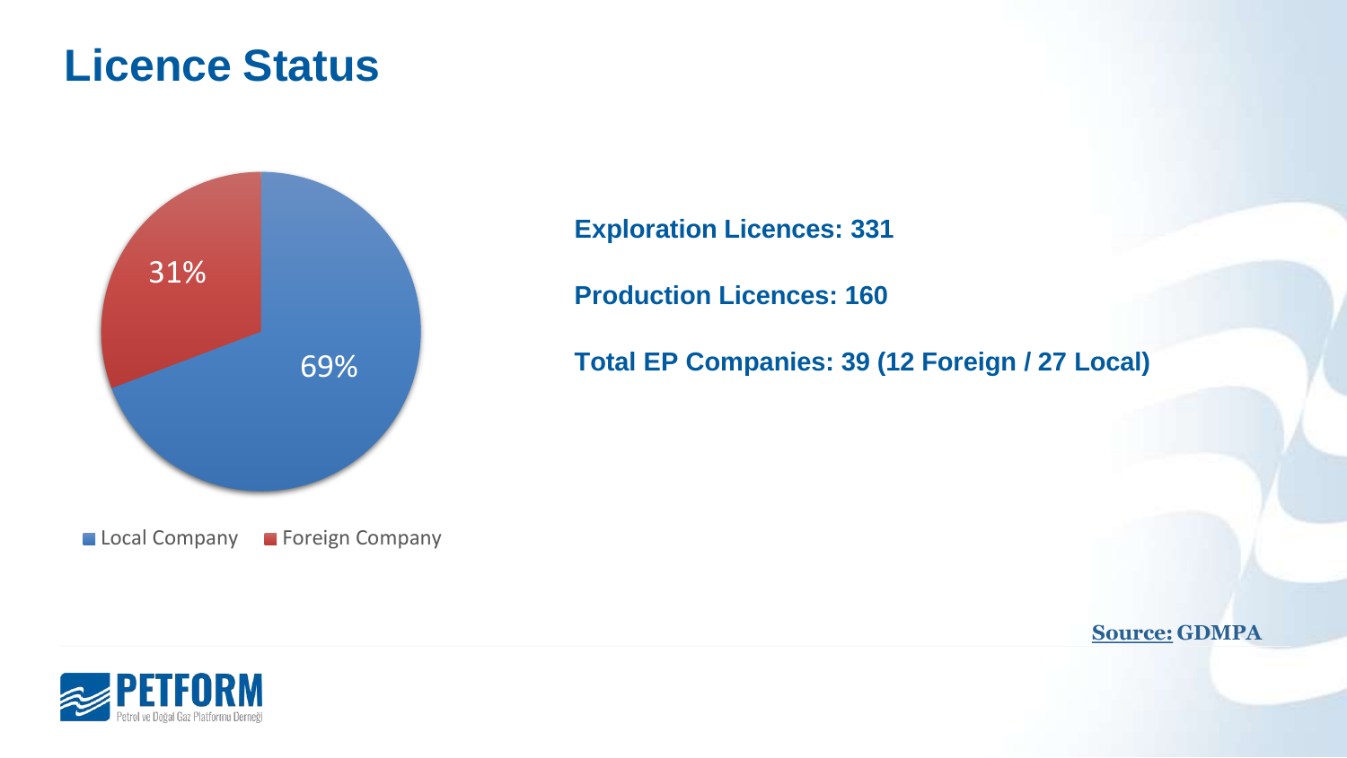# Licence Status

31%

69%

Local Company   Foreign Company

**Exploration Licences: 331**

**Production Licences: 160**

**Total EP Companies: 39 (12 Foreign / 27 Local)**

**Source: GDMPA**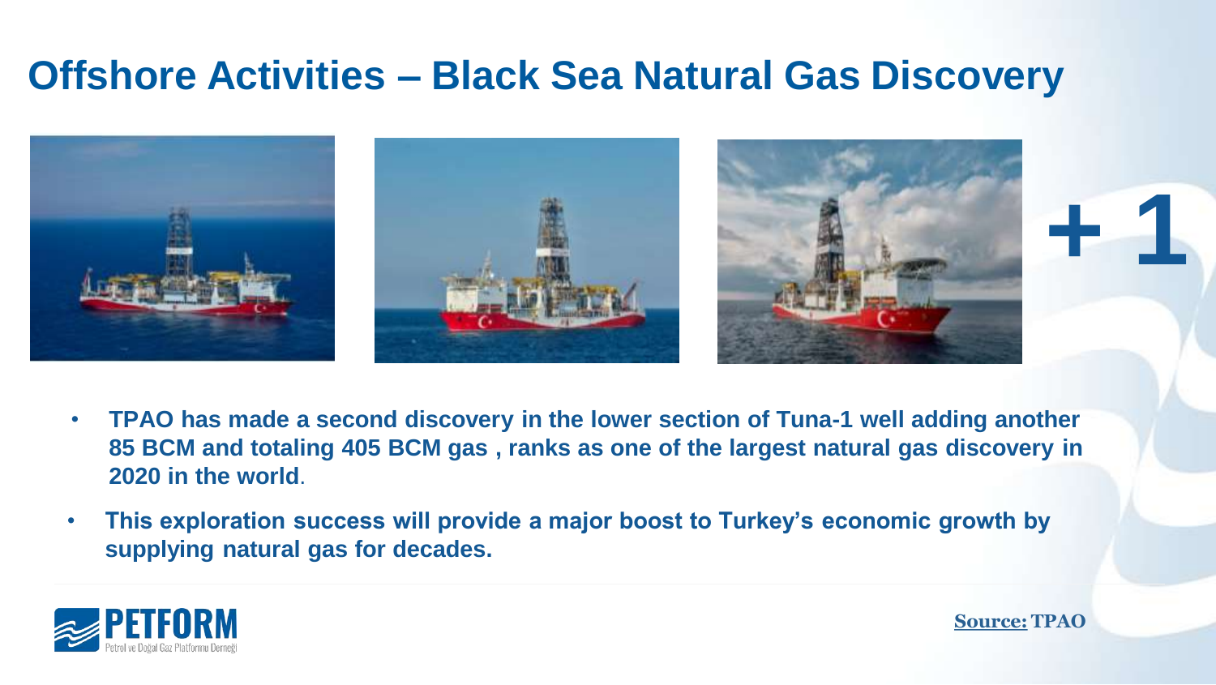# Offshore Activities – Black Sea Natural Gas Discovery

+ 1

- **TPAO has made a second discovery in the lower section of Tuna-1 well adding another 85 BCM and totaling 405 BCM gas , ranks as one of the largest natural gas discovery in 2020 in the world**.
- **This exploration success will provide a major boost to Turkey's economic growth by supplying natural gas for decades.**

**Source: TPAO**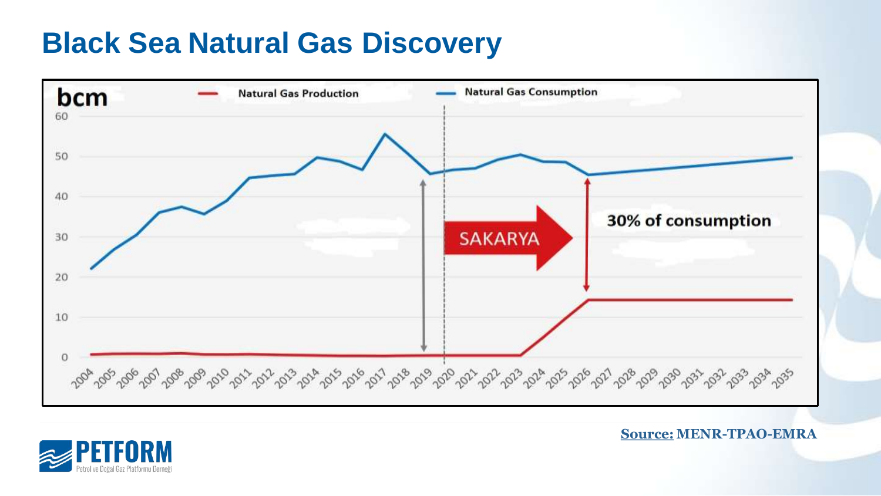# Black Sea Natural Gas Discovery

bcm

Natural Gas Production

Natural Gas Consumption

SAKARYA

30% of consumption

**Source:** MENR-TPAO-EMRA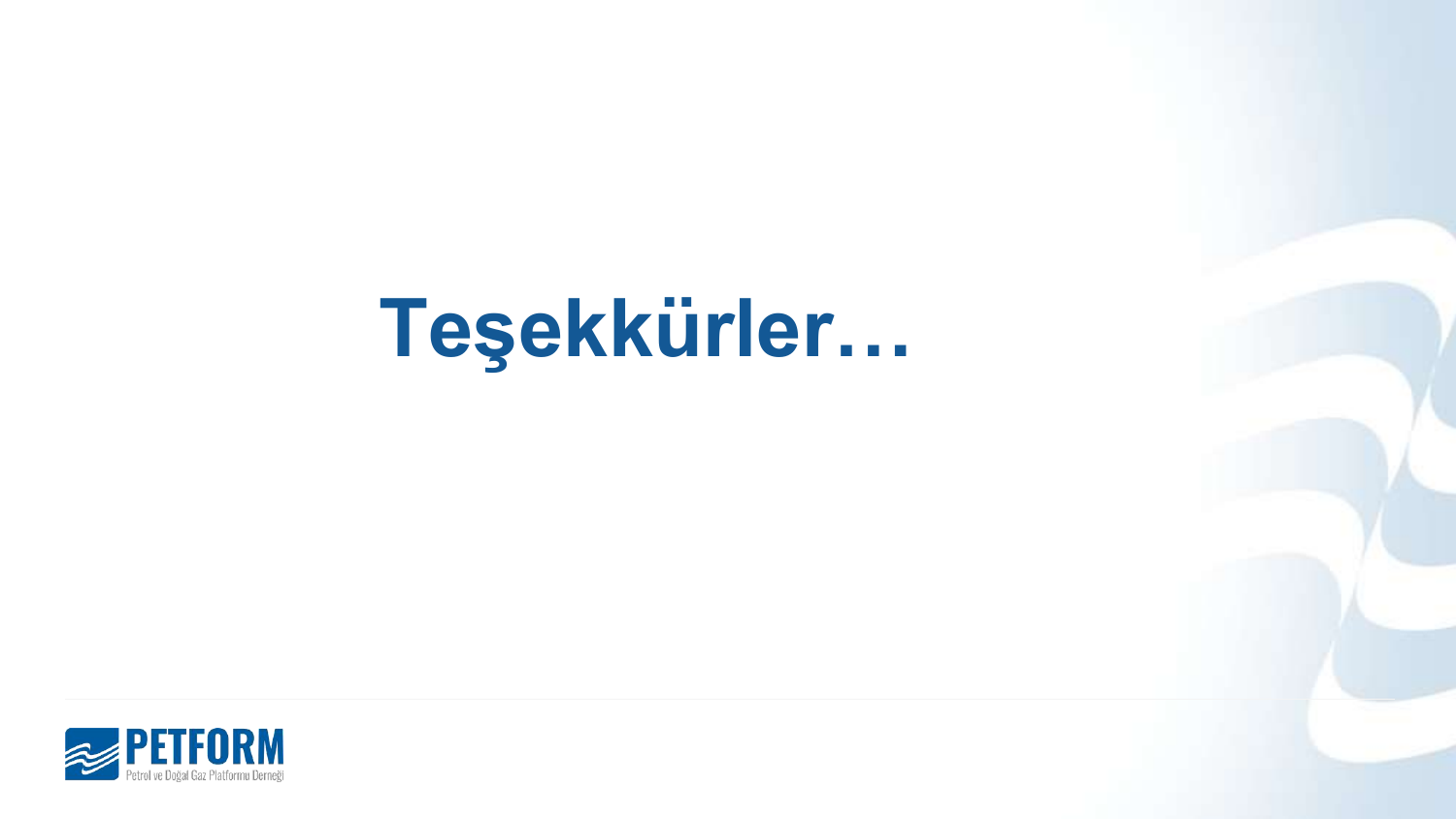# Teşekkürler…

PETFORM

Petrol ve Doğal Gaz Platformu Derneği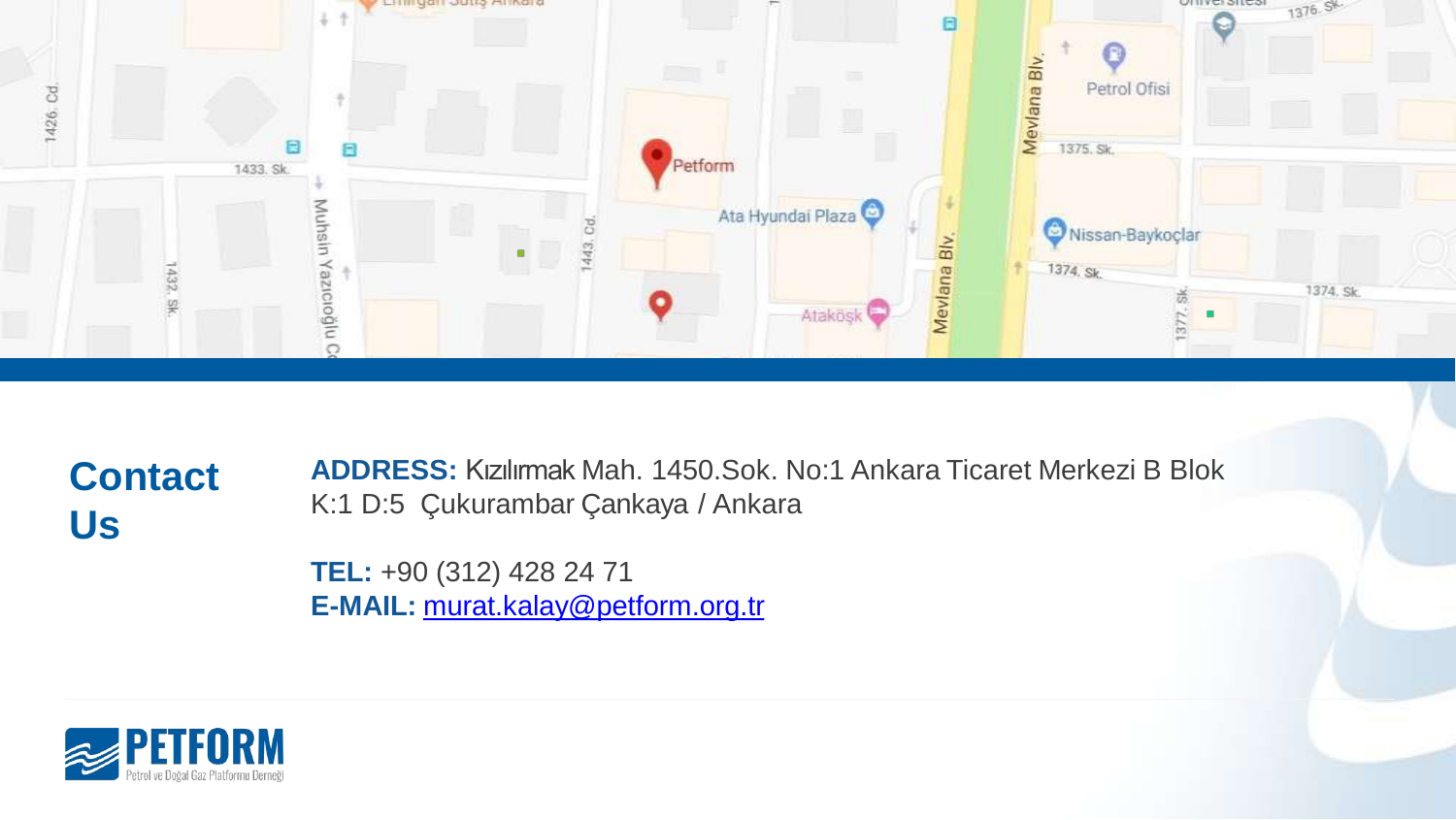## Contact Us

**ADDRESS:** Kızılırmak Mah. 1450.Sok. No:1 Ankara Ticaret Merkezi B Blok K:1 D:5 Çukurambar Çankaya / Ankara

**TEL:** +90 (312) 428 24 71
**E-MAIL:** murat.kalay@petform.org.tr